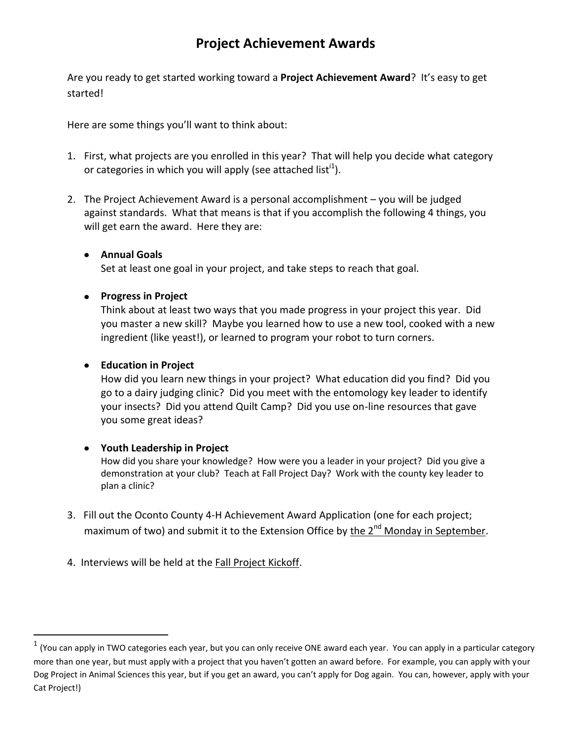# Project Achievement Awards

Are you ready to get started working toward a **Project Achievement Award**? It's easy to get started!

Here are some things you'll want to think about:

1. First, what projects are you enrolled in this year? That will help you decide what category or categories in which you will apply (see attached list[i1]).

2. The Project Achievement Award is a personal accomplishment – you will be judged against standards. What that means is that if you accomplish the following 4 things, you will get earn the award. Here they are:

   - **Annual Goals**
     Set at least one goal in your project, and take steps to reach that goal.

   - **Progress in Project**
     Think about at least two ways that you made progress in your project this year. Did you master a new skill? Maybe you learned how to use a new tool, cooked with a new ingredient (like yeast!), or learned to program your robot to turn corners.

   - **Education in Project**
     How did you learn new things in your project? What education did you find? Did you go to a dairy judging clinic? Did you meet with the entomology key leader to identify your insects? Did you attend Quilt Camp? Did you use on-line resources that gave you some great ideas?

   - **Youth Leadership in Project**
     How did you share your knowledge? How were you a leader in your project? Did you give a demonstration at your club? Teach at Fall Project Day? Work with the county key leader to plan a clinic?

3. Fill out the Oconto County 4-H Achievement Award Application (one for each project; maximum of two) and submit it to the Extension Office by the 2nd Monday in September.

4. Interviews will be held at the Fall Project Kickoff.

---

[1] (You can apply in TWO categories each year, but you can only receive ONE award each year. You can apply in a particular category more than one year, but must apply with a project that you haven't gotten an award before. For example, you can apply with your Dog Project in Animal Sciences this year, but if you get an award, you can't apply for Dog again. You can, however, apply with your Cat Project!)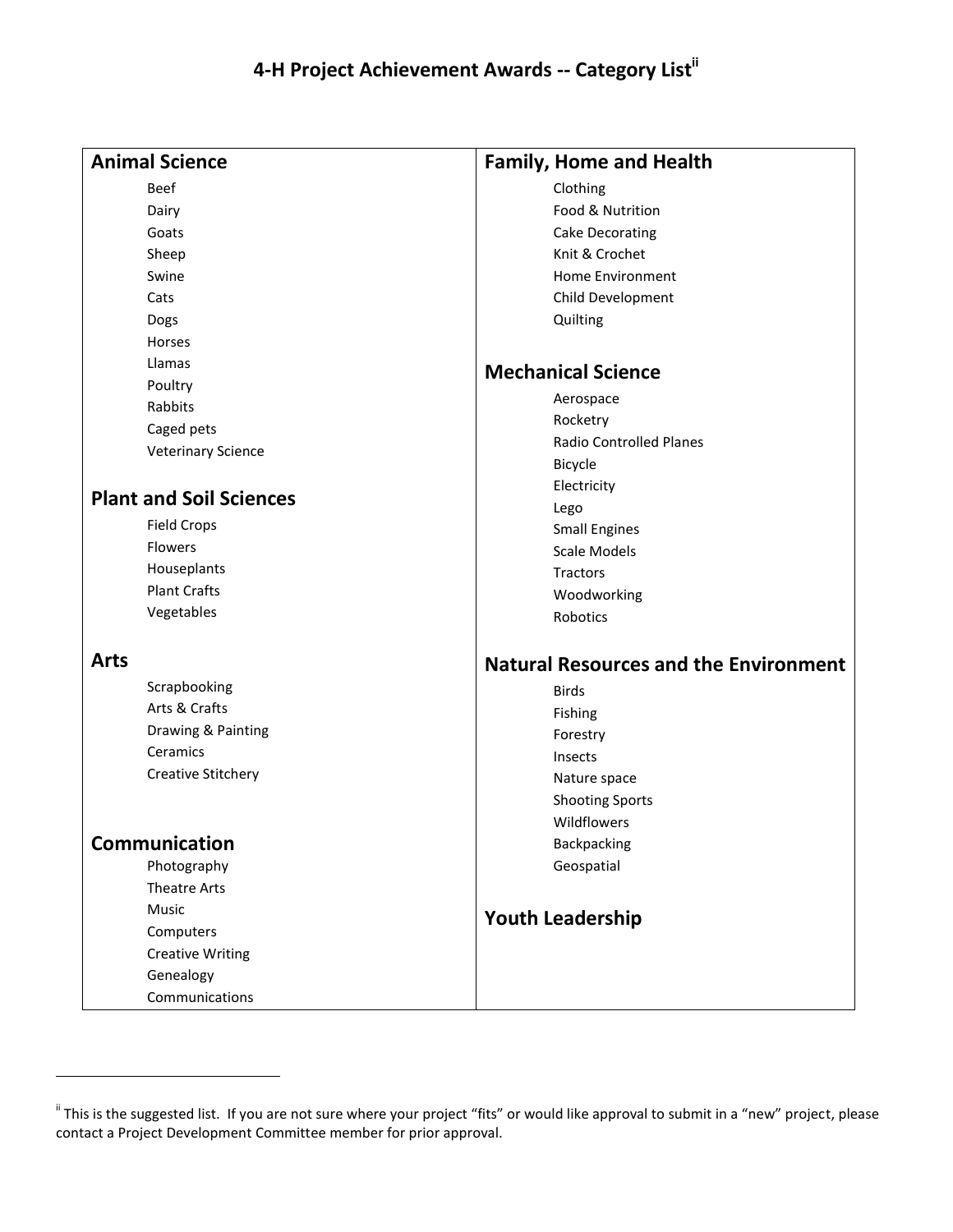# 4-H Project Achievement Awards -- Category List[ii]

## Animal Science

- Beef
- Dairy
- Goats
- Sheep
- Swine
- Cats
- Dogs
- Horses
- Llamas
- Poultry
- Rabbits
- Caged pets
- Veterinary Science

## Plant and Soil Sciences

- Field Crops
- Flowers
- Houseplants
- Plant Crafts
- Vegetables

## Arts

- Scrapbooking
- Arts & Crafts
- Drawing & Painting
- Ceramics
- Creative Stitchery

## Communication

- Photography
- Theatre Arts
- Music
- Computers
- Creative Writing
- Genealogy
- Communications

## Family, Home and Health

- Clothing
- Food & Nutrition
- Cake Decorating
- Knit & Crochet
- Home Environment
- Child Development
- Quilting

## Mechanical Science

- Aerospace
- Rocketry
- Radio Controlled Planes
- Bicycle
- Electricity
- Lego
- Small Engines
- Scale Models
- Tractors
- Woodworking
- Robotics

## Natural Resources and the Environment

- Birds
- Fishing
- Forestry
- Insects
- Nature space
- Shooting Sports
- Wildflowers
- Backpacking
- Geospatial

## Youth Leadership

---

[ii] This is the suggested list. If you are not sure where your project "fits" or would like approval to submit in a "new" project, please contact a Project Development Committee member for prior approval.